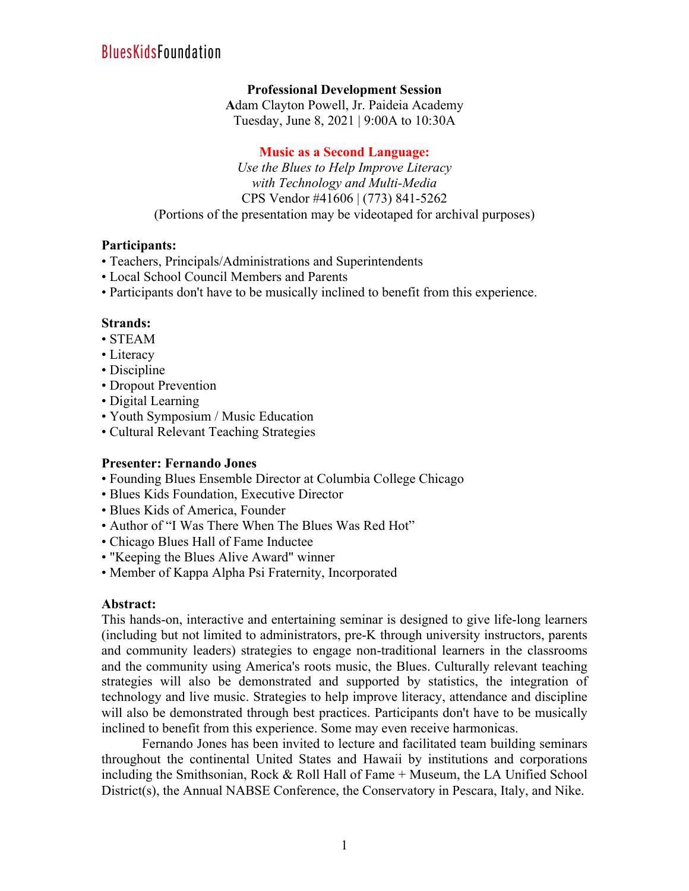BluesKidsFoundation

**Professional Development Session**
Adam Clayton Powell, Jr. Paideia Academy
Tuesday, June 8, 2021 | 9:00A to 10:30A

**Music as a Second Language:**
*Use the Blues to Help Improve Literacy*
*with Technology and Multi-Media*
CPS Vendor #41606 | (773) 841-5262
(Portions of the presentation may be videotaped for archival purposes)

**Participants:**
- Teachers, Principals/Administrations and Superintendents
- Local School Council Members and Parents
- Participants don't have to be musically inclined to benefit from this experience.

**Strands:**
- STEAM
- Literacy
- Discipline
- Dropout Prevention
- Digital Learning
- Youth Symposium / Music Education
- Cultural Relevant Teaching Strategies

**Presenter: Fernando Jones**
- Founding Blues Ensemble Director at Columbia College Chicago
- Blues Kids Foundation, Executive Director
- Blues Kids of America, Founder
- Author of "I Was There When The Blues Was Red Hot"
- Chicago Blues Hall of Fame Inductee
- "Keeping the Blues Alive Award" winner
- Member of Kappa Alpha Psi Fraternity, Incorporated

**Abstract:**
This hands-on, interactive and entertaining seminar is designed to give life-long learners (including but not limited to administrators, pre-K through university instructors, parents and community leaders) strategies to engage non-traditional learners in the classrooms and the community using America's roots music, the Blues. Culturally relevant teaching strategies will also be demonstrated and supported by statistics, the integration of technology and live music. Strategies to help improve literacy, attendance and discipline will also be demonstrated through best practices. Participants don't have to be musically inclined to benefit from this experience. Some may even receive harmonicas.

Fernando Jones has been invited to lecture and facilitated team building seminars throughout the continental United States and Hawaii by institutions and corporations including the Smithsonian, Rock & Roll Hall of Fame + Museum, the LA Unified School District(s), the Annual NABSE Conference, the Conservatory in Pescara, Italy, and Nike.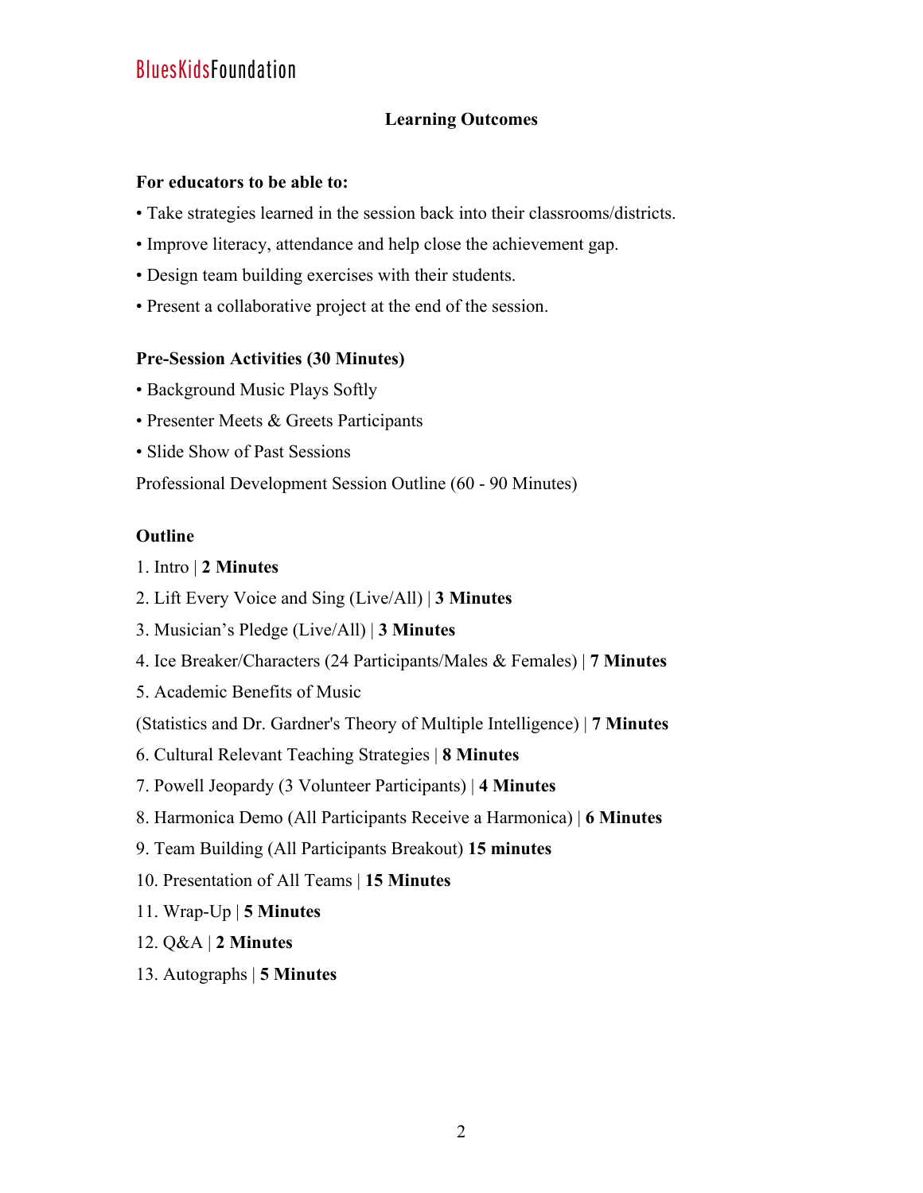BluesKidsFoundation

## Learning Outcomes

**For educators to be able to:**

- Take strategies learned in the session back into their classrooms/districts.
- Improve literacy, attendance and help close the achievement gap.
- Design team building exercises with their students.
- Present a collaborative project at the end of the session.

**Pre-Session Activities (30 Minutes)**

- Background Music Plays Softly
- Presenter Meets & Greets Participants
- Slide Show of Past Sessions

Professional Development Session Outline (60 - 90 Minutes)

**Outline**

1. Intro | **2 Minutes**
2. Lift Every Voice and Sing (Live/All) | **3 Minutes**
3. Musician's Pledge (Live/All) | **3 Minutes**
4. Ice Breaker/Characters (24 Participants/Males & Females) | **7 Minutes**
5. Academic Benefits of Music

   (Statistics and Dr. Gardner's Theory of Multiple Intelligence) | **7 Minutes**
6. Cultural Relevant Teaching Strategies | **8 Minutes**
7. Powell Jeopardy (3 Volunteer Participants) | **4 Minutes**
8. Harmonica Demo (All Participants Receive a Harmonica) | **6 Minutes**
9. Team Building (All Participants Breakout) **15 minutes**
10. Presentation of All Teams | **15 Minutes**
11. Wrap-Up | **5 Minutes**
12. Q&A | **2 Minutes**
13. Autographs | **5 Minutes**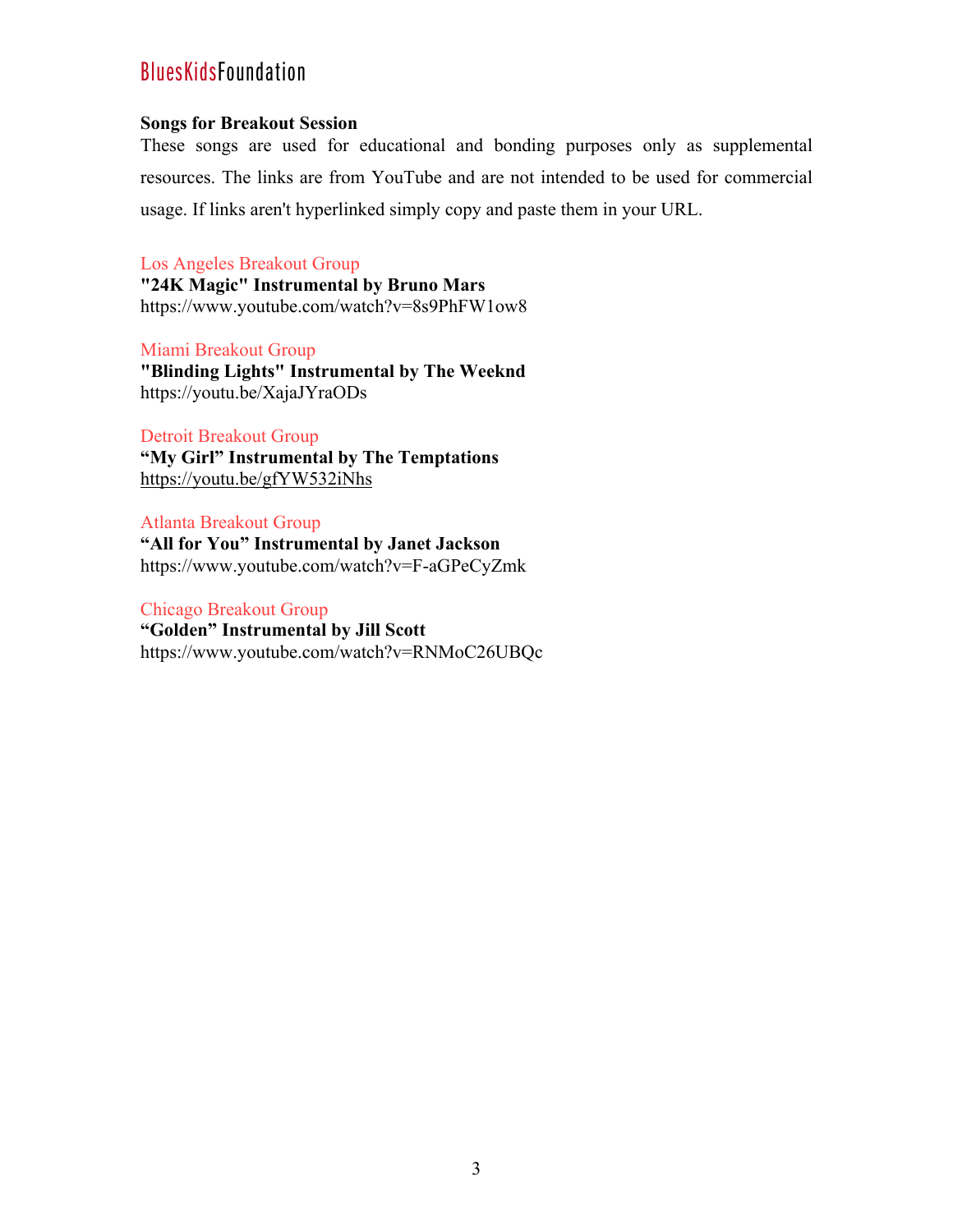BluesKidsFoundation

**Songs for Breakout Session**

These songs are used for educational and bonding purposes only as supplemental resources. The links are from YouTube and are not intended to be used for commercial usage. If links aren't hyperlinked simply copy and paste them in your URL.

Los Angeles Breakout Group
**"24K Magic" Instrumental by Bruno Mars**
https://www.youtube.com/watch?v=8s9PhFW1ow8

Miami Breakout Group
**"Blinding Lights" Instrumental by The Weeknd**
https://youtu.be/XajaJYraODs

Detroit Breakout Group
**"My Girl" Instrumental by The Temptations**
https://youtu.be/gfYW532iNhs

Atlanta Breakout Group
**"All for You" Instrumental by Janet Jackson**
https://www.youtube.com/watch?v=F-aGPeCyZmk

Chicago Breakout Group
**"Golden" Instrumental by Jill Scott**
https://www.youtube.com/watch?v=RNMoC26UBQc